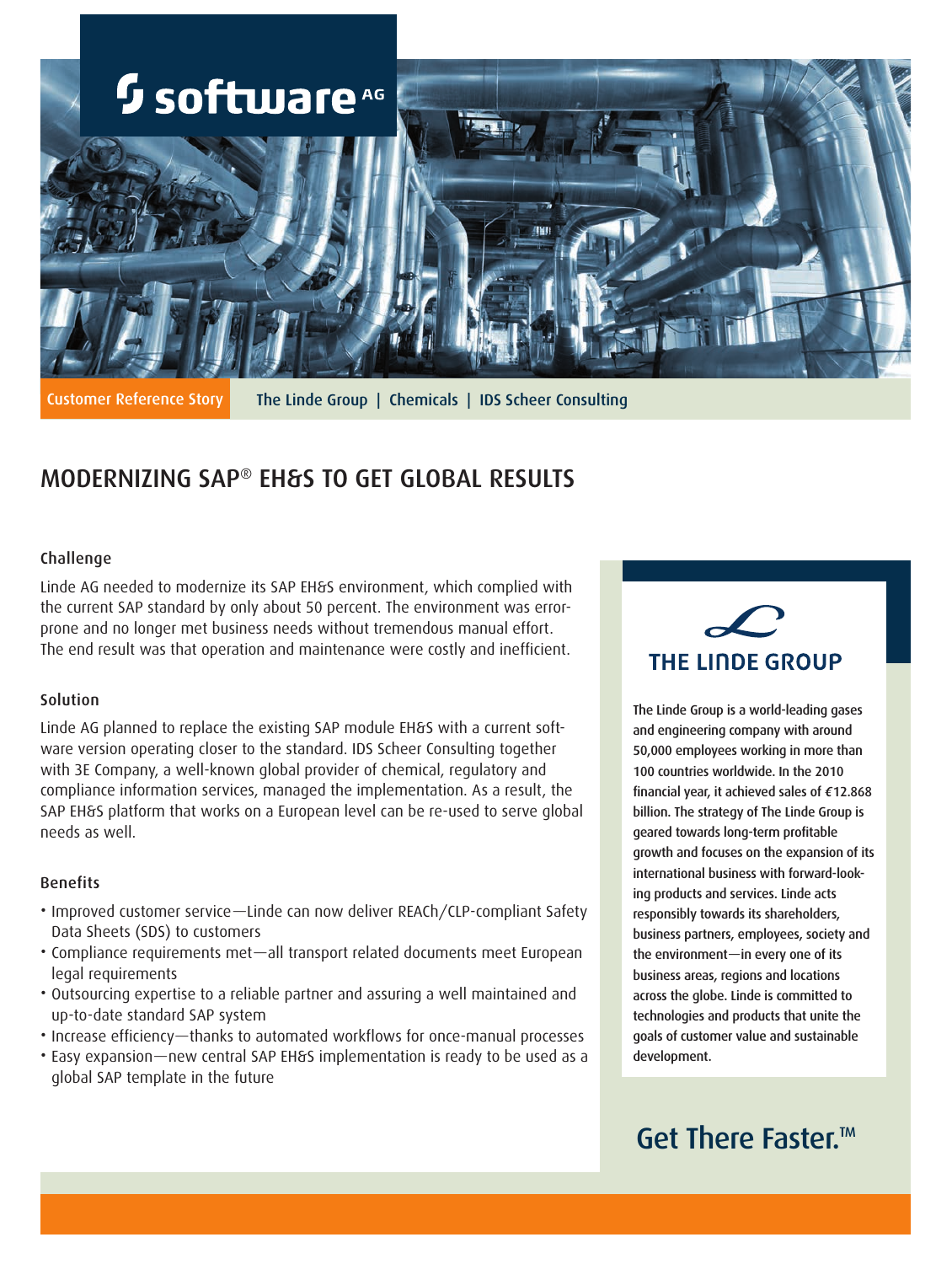Customer Reference Story | The Linde Group | Chemicals | IDS Scheer Consulting

# MODERNIZING SAP® EH&S TO GET GLOBAL RESULTS

## Challenge

Linde AG needed to modernize its SAP EH&S environment, which complied with the current SAP standard by only about 50 percent. The environment was error-prone and no longer met business needs without tremendous manual effort. The end result was that operation and maintenance were costly and inefficient.

## Solution

Linde AG planned to replace the existing SAP module EH&S with a current software version operating closer to the standard. IDS Scheer Consulting together with 3E Company, a well-known global provider of chemical, regulatory and compliance information services, managed the implementation. As a result, the SAP EH&S platform that works on a European level can be re-used to serve global needs as well.

## Benefits

- Improved customer service—Linde can now deliver REACh/CLP-compliant Safety Data Sheets (SDS) to customers
- Compliance requirements met—all transport related documents meet European legal requirements
- Outsourcing expertise to a reliable partner and assuring a well maintained and up-to-date standard SAP system
- Increase efficiency—thanks to automated workflows for once-manual processes
- Easy expansion—new central SAP EH&S implementation is ready to be used as a global SAP template in the future

**THE LINDE GROUP**

The Linde Group is a world-leading gases and engineering company with around 50,000 employees working in more than 100 countries worldwide. In the 2010 financial year, it achieved sales of €12.868 billion. The strategy of The Linde Group is geared towards long-term profitable growth and focuses on the expansion of its international business with forward-looking products and services. Linde acts responsibly towards its shareholders, business partners, employees, society and the environment—in every one of its business areas, regions and locations across the globe. Linde is committed to technologies and products that unite the goals of customer value and sustainable development.

Get There Faster.™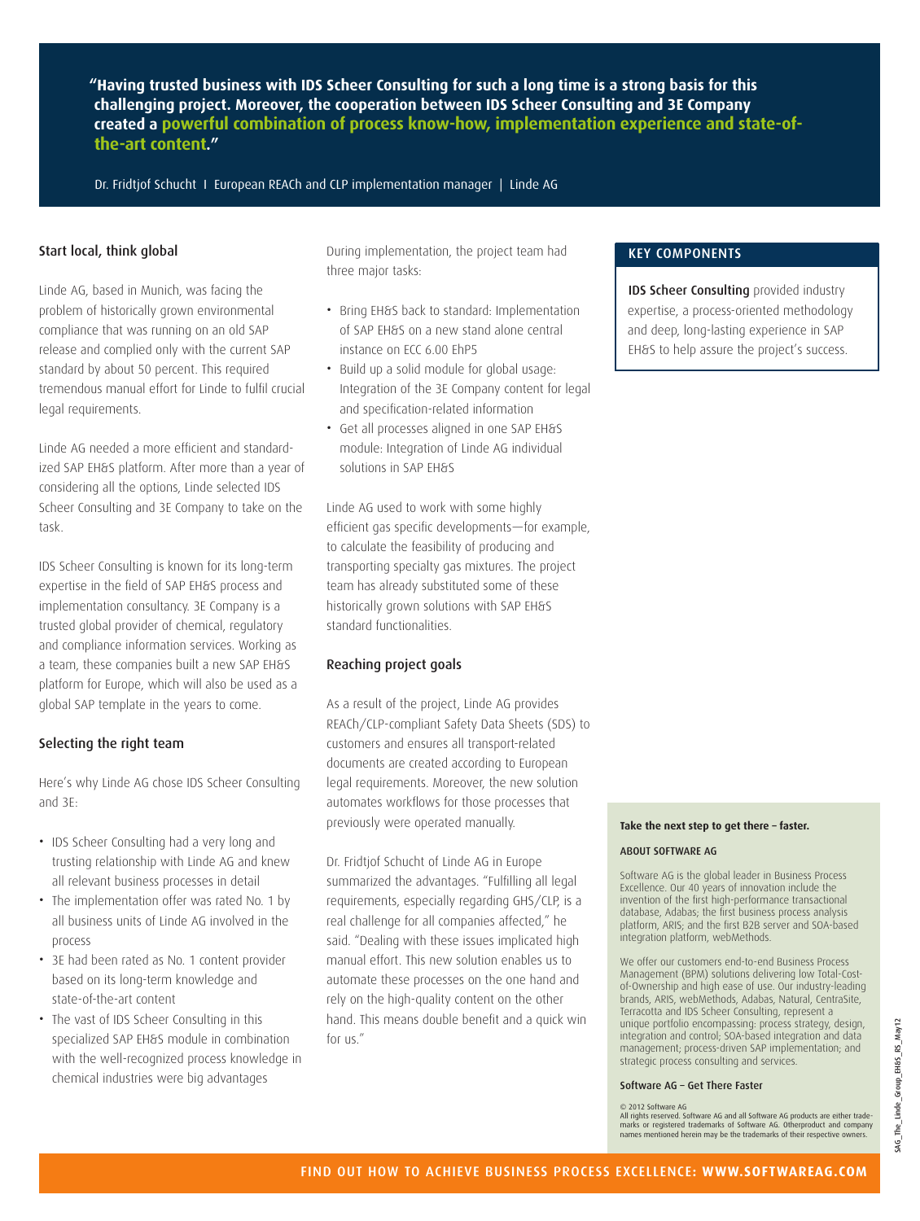> **"Having trusted business with IDS Scheer Consulting for such a long time is a strong basis for this challenging project. Moreover, the cooperation between IDS Scheer Consulting and 3E Company created a powerful combination of process know-how, implementation experience and state-of-the-art content."**
>
> Dr. Fridtjof Schucht I European REACh and CLP implementation manager | Linde AG

### Start local, think global

Linde AG, based in Munich, was facing the problem of historically grown environmental compliance that was running on an old SAP release and complied only with the current SAP standard by about 50 percent. This required tremendous manual effort for Linde to fulfil crucial legal requirements.

Linde AG needed a more efficient and standardized SAP EH&S platform. After more than a year of considering all the options, Linde selected IDS Scheer Consulting and 3E Company to take on the task.

IDS Scheer Consulting is known for its long-term expertise in the field of SAP EH&S process and implementation consultancy. 3E Company is a trusted global provider of chemical, regulatory and compliance information services. Working as a team, these companies built a new SAP EH&S platform for Europe, which will also be used as a global SAP template in the years to come.

### Selecting the right team

Here's why Linde AG chose IDS Scheer Consulting and 3E:

- IDS Scheer Consulting had a very long and trusting relationship with Linde AG and knew all relevant business processes in detail
- The implementation offer was rated No. 1 by all business units of Linde AG involved in the process
- 3E had been rated as No. 1 content provider based on its long-term knowledge and state-of-the-art content
- The vast of IDS Scheer Consulting in this specialized SAP EH&S module in combination with the well-recognized process knowledge in chemical industries were big advantages

During implementation, the project team had three major tasks:

- Bring EH&S back to standard: Implementation of SAP EH&S on a new stand alone central instance on ECC 6.00 EhP5
- Build up a solid module for global usage: Integration of the 3E Company content for legal and specification-related information
- Get all processes aligned in one SAP EH&S module: Integration of Linde AG individual solutions in SAP EH&S

Linde AG used to work with some highly efficient gas specific developments—for example, to calculate the feasibility of producing and transporting specialty gas mixtures. The project team has already substituted some of these historically grown solutions with SAP EH&S standard functionalities.

### Reaching project goals

As a result of the project, Linde AG provides REACh/CLP-compliant Safety Data Sheets (SDS) to customers and ensures all transport-related documents are created according to European legal requirements. Moreover, the new solution automates workflows for those processes that previously were operated manually.

Dr. Fridtjof Schucht of Linde AG in Europe summarized the advantages. "Fulfilling all legal requirements, especially regarding GHS/CLP, is a real challenge for all companies affected," he said. "Dealing with these issues implicated high manual effort. This new solution enables us to automate these processes on the one hand and rely on the high-quality content on the other hand. This means double benefit and a quick win for us."

### KEY COMPONENTS

**IDS Scheer Consulting** provided industry expertise, a process-oriented methodology and deep, long-lasting experience in SAP EH&S to help assure the project's success.

**Take the next step to get there – faster.**

**ABOUT SOFTWARE AG**

Software AG is the global leader in Business Process Excellence. Our 40 years of innovation include the invention of the first high-performance transactional database, Adabas; the first business process analysis platform, ARIS; and the first B2B server and SOA-based integration platform, webMethods.

We offer our customers end-to-end Business Process Management (BPM) solutions delivering low Total-Cost-of-Ownership and high ease of use. Our industry-leading brands, ARIS, webMethods, Adabas, Natural, CentraSite, Terracotta and IDS Scheer Consulting, represent a unique portfolio encompassing: process strategy, design, integration and control; SOA-based integration and data management; process-driven SAP implementation; and strategic process consulting and services.

Software AG – Get There Faster

© 2012 Software AG
All rights reserved. Software AG and all Software AG products are either trademarks or registered trademarks of Software AG. Otherproduct and company names mentioned herein may be the trademarks of their respective owners.

FIND OUT HOW TO ACHIEVE BUSINESS PROCESS EXCELLENCE: **WWW.SOFTWAREAG.COM**

SAG_The_Linde_Group_EHS_RS_May12